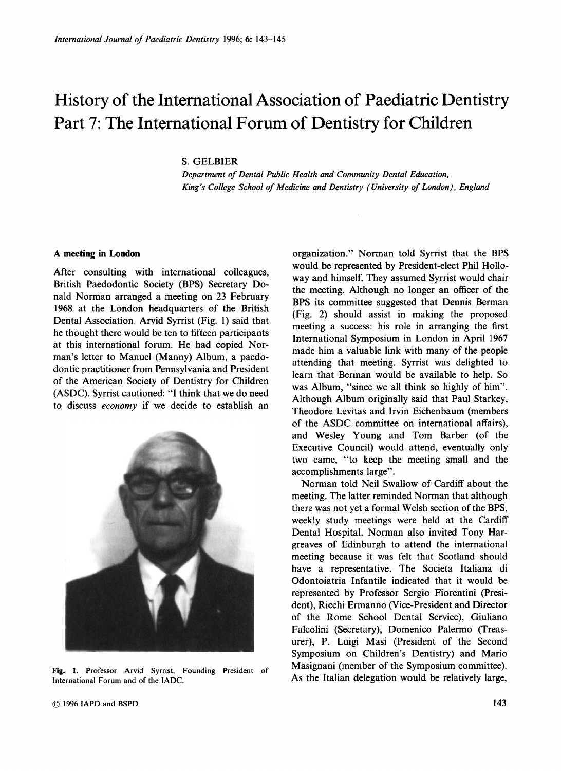# History of the International Association of Paediatric Dentistry Part 7: The International Forum of Dentistry for Children

S. GELBIER

*Department of Dental Public Health and Community Dental Education, King's College School of Medicine and Dentistry (University of London), England*

## A meeting in London

After consulting with international colleagues, British Paedodontic Society (BPS) Secretary Donald Norman arranged a meeting on 23 February 1968 at the London headquarters of the British Dental Association. Arvid Syrrist (Fig. 1) said that he thought there would be ten to fifteen participants at this international forum. He had copied Norman's letter to Manuel (Manny) Album, a paedodontic practitioner from Pennsylvania and President of the American Society of Dentistry for Children (ASDC). Syrrist cautioned: "I think that we do need to discuss *economy* if we decide to establish an organization." Norman told Syrrist that the BPS would be represented by President-elect Phil Holloway and himself. They assumed Syrrist would chair the meeting. Although no longer an officer of the BPS its committee suggested that Dennis Berman (Fig. 2) should assist in making the proposed meeting a success: his role in arranging the first International Symposium in London in April 1967 made him a valuable link with many of the people attending that meeting. Syrrist was delighted to learn that Berman would be available to help. So was Album, "since we all think so highly of him". Although Album originally said that Paul Starkey, Theodore Levitas and Irvin Eichenbaum (members of the ASDC committee on international affairs), and Wesley Young and Tom Barber (of the Executive Council) would attend, eventually only two came, "to keep the meeting small and the accomplishments large".

Fig. 1. Professor Arvid Syrrist, Founding President of International Forum and of the IADC.

Norman told Neil Swallow of Cardiff about the meeting. The latter reminded Norman that although there was not yet a formal Welsh section of the BPS, weekly study meetings were held at the Cardiff Dental Hospital. Norman also invited Tony Hargreaves of Edinburgh to attend the international meeting because it was felt that Scotland should have a representative. The Societa Italiana di Odontoiatria Infantile indicated that it would be represented by Professor Sergio Fiorentini (President), Ricchi Ermanno (Vice-President and Director of the Rome School Dental Service), Giuliano Falcolini (Secretary), Domenico Palermo (Treasurer), P. Luigi Masi (President of the Second Symposium on Children's Dentistry) and Mario Masignani (member of the Symposium committee). As the Italian delegation would be relatively large,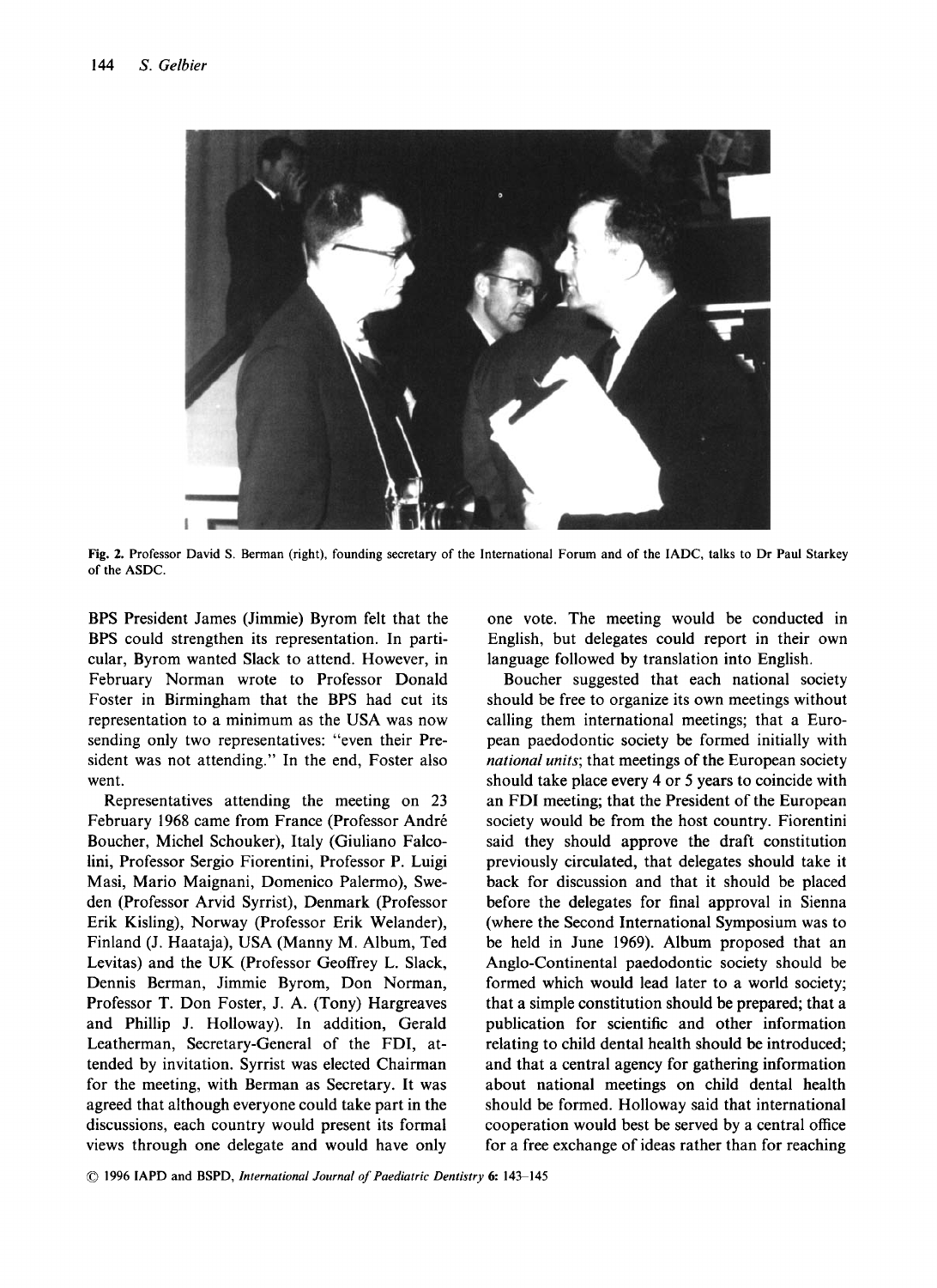Fig. 2. Professor David S. Berman (right), founding secretary of the International Forum and of the IADC, talks to Dr Paul Starkey of the ASDC.

BPS President James (Jimmie) Byrom felt that the BPS could strengthen its representation. In particular, Byrom wanted Slack to attend. However, in February Norman wrote to Professor Donald Foster in Birmingham that the BPS had cut its representation to a minimum as the USA was now sending only two representatives: "even their President was not attending." In the end, Foster also went.

Representatives attending the meeting on 23 February 1968 came from France (Professor André Boucher, Michel Schouker), Italy (Giuliano Falcolini, Professor Sergio Fiorentini, Professor P. Luigi Masi, Mario Maignani, Domenico Palermo), Sweden (Professor Arvid Syrrist), Denmark (Professor Erik Kisling), Norway (Professor Erik Welander), Finland (J. Haataja), USA (Manny M. Album, Ted Levitas) and the UK (Professor Geoffrey L. Slack, Dennis Berman, Jimmie Byrom, Don Norman, Professor T. Don Foster, J. A. (Tony) Hargreaves and Phillip J. Holloway). In addition, Gerald Leatherman, Secretary-General of the FDI, attended by invitation. Syrrist was elected Chairman for the meeting, with Berman as Secretary. It was agreed that although everyone could take part in the discussions, each country would present its formal views through one delegate and would have only one vote. The meeting would be conducted in English, but delegates could report in their own language followed by translation into English.

Boucher suggested that each national society should be free to organize its own meetings without calling them international meetings; that a European paedodontic society be formed initially with *national units*; that meetings of the European society should take place every 4 or 5 years to coincide with an FDI meeting; that the President of the European society would be from the host country. Fiorentini said they should approve the draft constitution previously circulated, that delegates should take it back for discussion and that it should be placed before the delegates for final approval in Sienna (where the Second International Symposium was to be held in June 1969). Album proposed that an Anglo-Continental paedodontic society should be formed which would lead later to a world society; that a simple constitution should be prepared; that a publication for scientific and other information relating to child dental health should be introduced; and that a central agency for gathering information about national meetings on child dental health should be formed. Holloway said that international cooperation would best be served by a central office for a free exchange of ideas rather than for reaching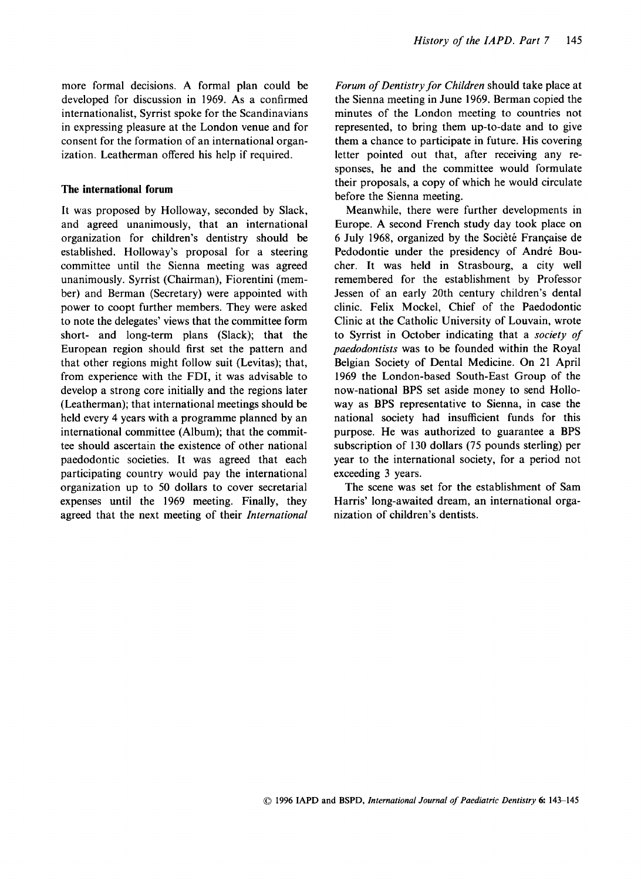more formal decisions. A formal plan could be developed for discussion in 1969. As a confirmed internationalist, Syrrist spoke for the Scandinavians in expressing pleasure at the London venue and for consent for the formation of an international organization. Leatherman offered his help if required.

## The international forum

It was proposed by Holloway, seconded by Slack, and agreed unanimously, that an international organization for children's dentistry should be established. Holloway's proposal for a steering committee until the Sienna meeting was agreed unanimously. Syrrist (Chairman), Fiorentini (member) and Berman (Secretary) were appointed with power to coopt further members. They were asked to note the delegates' views that the committee form short- and long-term plans (Slack); that the European region should first set the pattern and that other regions might follow suit (Levitas); that, from experience with the FDI, it was advisable to develop a strong core initially and the regions later (Leatherman); that international meetings should be held every 4 years with a programme planned by an international committee (Album); that the committee should ascertain the existence of other national paedodontic societies. It was agreed that each participating country would pay the international organization up to 50 dollars to cover secretarial expenses until the 1969 meeting. Finally, they agreed that the next meeting of their *International Forum of Dentistry for Children* should take place at the Sienna meeting in June 1969. Berman copied the minutes of the London meeting to countries not represented, to bring them up-to-date and to give them a chance to participate in future. His covering letter pointed out that, after receiving any responses, he and the committee would formulate their proposals, a copy of which he would circulate before the Sienna meeting.

Meanwhile, there were further developments in Europe. A second French study day took place on 6 July 1968, organized by the Sociète Française de Pedodontie under the presidency of André Boucher. It was held in Strasbourg, a city well remembered for the establishment by Professor Jessen of an early 20th century children's dental clinic. Felix Mockel, Chief of the Paedodontic Clinic at the Catholic University of Louvain, wrote to Syrrist in October indicating that a *society of paedodontists* was to be founded within the Royal Belgian Society of Dental Medicine. On 21 April 1969 the London-based South-East Group of the now-national BPS set aside money to send Holloway as BPS representative to Sienna, in case the national society had insufficient funds for this purpose. He was authorized to guarantee a BPS subscription of 130 dollars (75 pounds sterling) per year to the international society, for a period not exceeding 3 years.

The scene was set for the establishment of Sam Harris' long-awaited dream, an international organization of children's dentists.